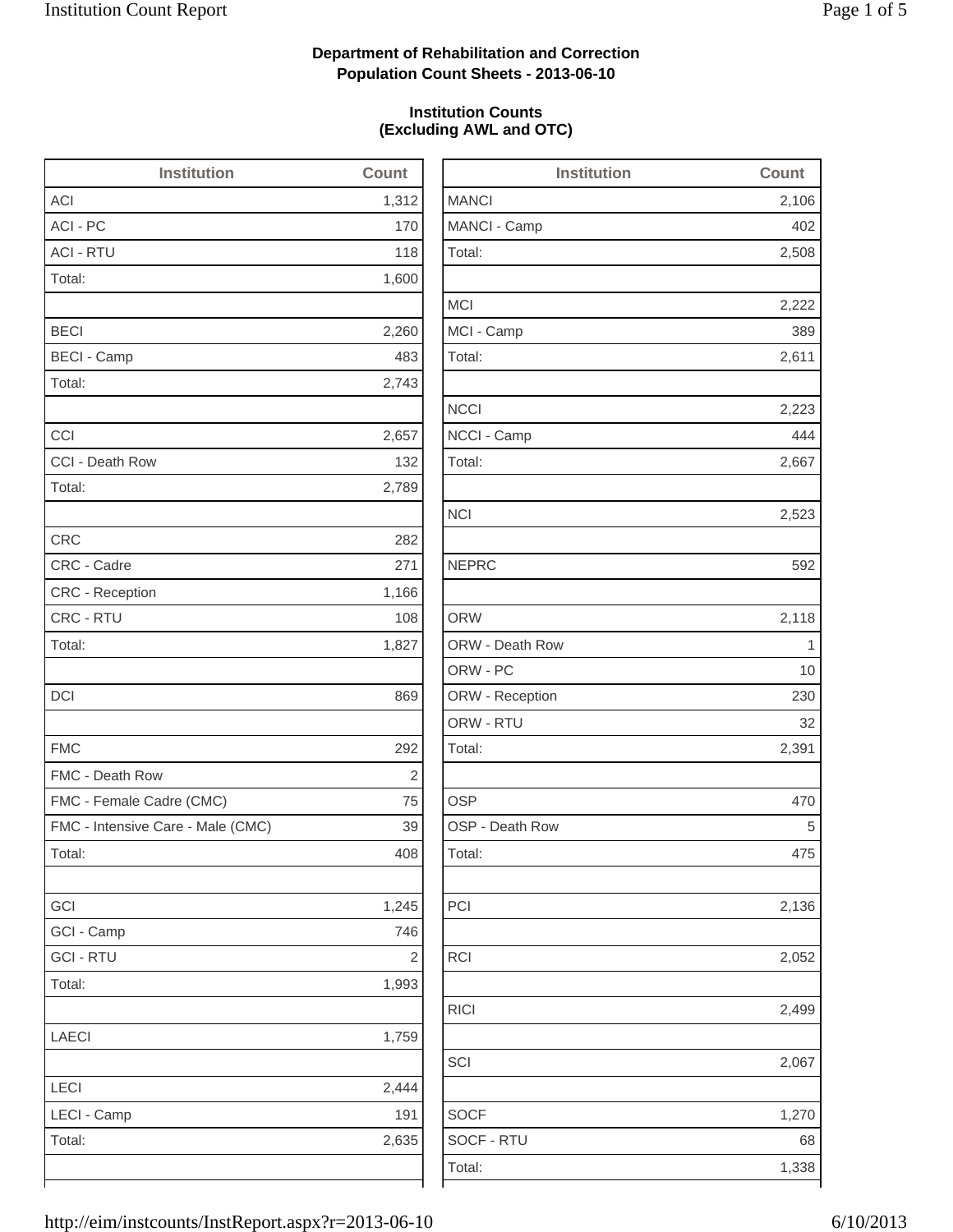**Department of Rehabilitation and Correction**
**Population Count Sheets - 2013-06-10**

**Institution Counts**
**(Excluding AWL and OTC)**

| Institution | Count |
|---|---|
| ACI | 1,312 |
| ACI - PC | 170 |
| ACI - RTU | 118 |
| Total: | 1,600 |
| | |
| BECI | 2,260 |
| BECI - Camp | 483 |
| Total: | 2,743 |
| | |
| CCI | 2,657 |
| CCI - Death Row | 132 |
| Total: | 2,789 |
| | |
| CRC | 282 |
| CRC - Cadre | 271 |
| CRC - Reception | 1,166 |
| CRC - RTU | 108 |
| Total: | 1,827 |
| | |
| DCI | 869 |
| | |
| FMC | 292 |
| FMC - Death Row | 2 |
| FMC - Female Cadre (CMC) | 75 |
| FMC - Intensive Care - Male (CMC) | 39 |
| Total: | 408 |
| | |
| GCI | 1,245 |
| GCI - Camp | 746 |
| GCI - RTU | 2 |
| Total: | 1,993 |
| | |
| LAECI | 1,759 |
| | |
| LECI | 2,444 |
| LECI - Camp | 191 |
| Total: | 2,635 |

| Institution | Count |
|---|---|
| MANCI | 2,106 |
| MANCI - Camp | 402 |
| Total: | 2,508 |
| | |
| MCI | 2,222 |
| MCI - Camp | 389 |
| Total: | 2,611 |
| | |
| NCCI | 2,223 |
| NCCI - Camp | 444 |
| Total: | 2,667 |
| | |
| NCI | 2,523 |
| | |
| NEPRC | 592 |
| | |
| ORW | 2,118 |
| ORW - Death Row | 1 |
| ORW - PC | 10 |
| ORW - Reception | 230 |
| ORW - RTU | 32 |
| Total: | 2,391 |
| | |
| OSP | 470 |
| OSP - Death Row | 5 |
| Total: | 475 |
| | |
| PCI | 2,136 |
| | |
| RCI | 2,052 |
| | |
| RICI | 2,499 |
| | |
| SCI | 2,067 |
| | |
| SOCF | 1,270 |
| SOCF - RTU | 68 |
| Total: | 1,338 |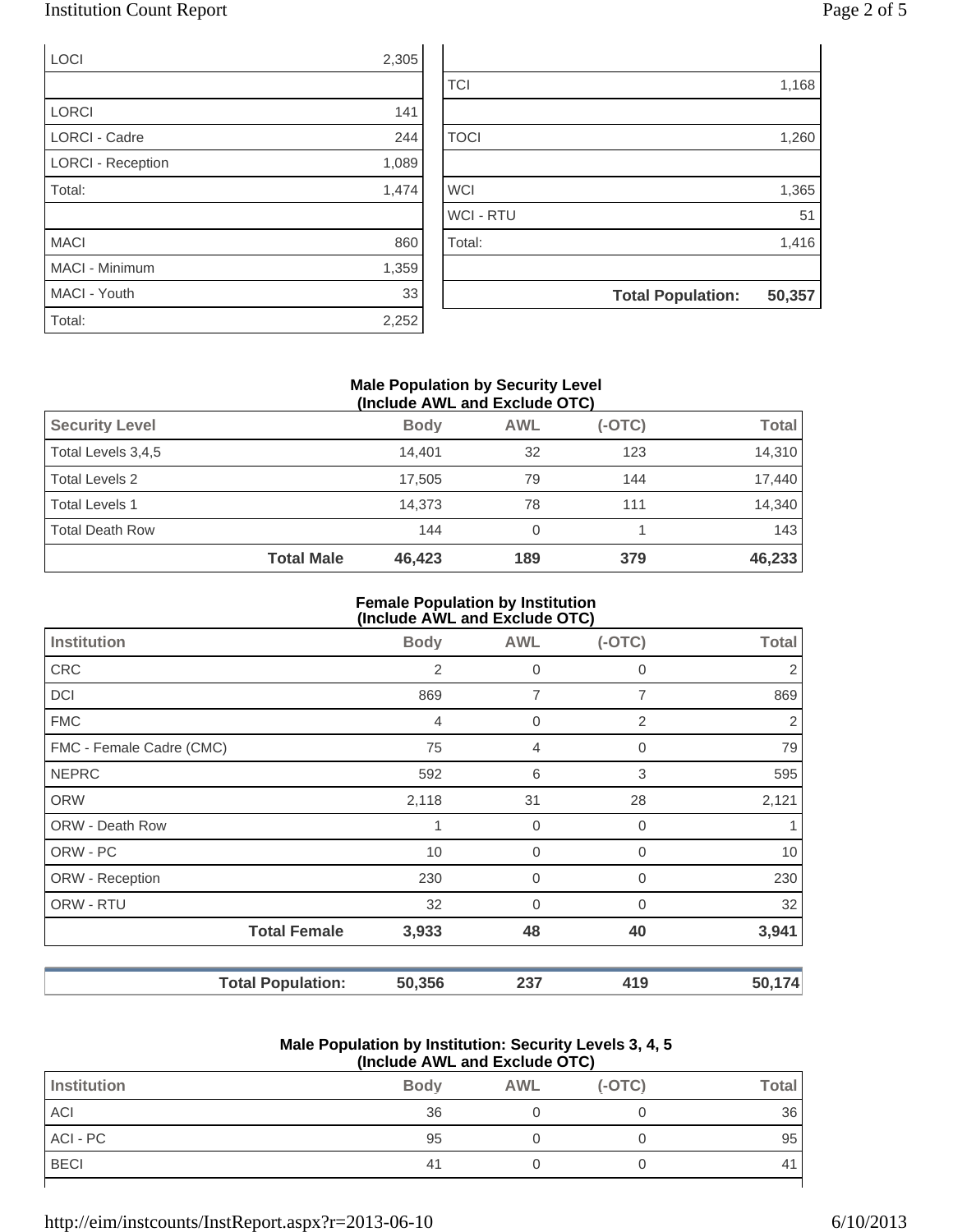| | |
|---|---|
| LOCI | 2,305 |
| | |
| LORCI | 141 |
| LORCI - Cadre | 244 |
| LORCI - Reception | 1,089 |
| Total: | 1,474 |
| | |
| MACI | 860 |
| MACI - Minimum | 1,359 |
| MACI - Youth | 33 |
| Total: | 2,252 |

| | |
|---|---|
| | |
| TCI | 1,168 |
| | |
| TOCI | 1,260 |
| | |
| WCI | 1,365 |
| WCI - RTU | 51 |
| Total: | 1,416 |
| | |
| **Total Population:** | **50,357** |

### Male Population by Security Level (Include AWL and Exclude OTC)

| Security Level | | Body | AWL | (-OTC) | Total |
|---|---|---|---|---|---|
| Total Levels 3,4,5 | | 14,401 | 32 | 123 | 14,310 |
| Total Levels 2 | | 17,505 | 79 | 144 | 17,440 |
| Total Levels 1 | | 14,373 | 78 | 111 | 14,340 |
| Total Death Row | | 144 | 0 | 1 | 143 |
| | **Total Male** | **46,423** | **189** | **379** | **46,233** |

### Female Population by Institution (Include AWL and Exclude OTC)

| Institution | | Body | AWL | (-OTC) | Total |
|---|---|---|---|---|---|
| CRC | | 2 | 0 | 0 | 2 |
| DCI | | 869 | 7 | 7 | 869 |
| FMC | | 4 | 0 | 2 | 2 |
| FMC - Female Cadre (CMC) | | 75 | 4 | 0 | 79 |
| NEPRC | | 592 | 6 | 3 | 595 |
| ORW | | 2,118 | 31 | 28 | 2,121 |
| ORW - Death Row | | 1 | 0 | 0 | 1 |
| ORW - PC | | 10 | 0 | 0 | 10 |
| ORW - Reception | | 230 | 0 | 0 | 230 |
| ORW - RTU | | 32 | 0 | 0 | 32 |
| | **Total Female** | **3,933** | **48** | **40** | **3,941** |

| | | | | |
|---|---|---|---|---|
| **Total Population:** | **50,356** | **237** | **419** | **50,174** |

### Male Population by Institution: Security Levels 3, 4, 5 (Include AWL and Exclude OTC)

| Institution | Body | AWL | (-OTC) | Total |
|---|---|---|---|---|
| ACI | 36 | 0 | 0 | 36 |
| ACI - PC | 95 | 0 | 0 | 95 |
| BECI | 41 | 0 | 0 | 41 |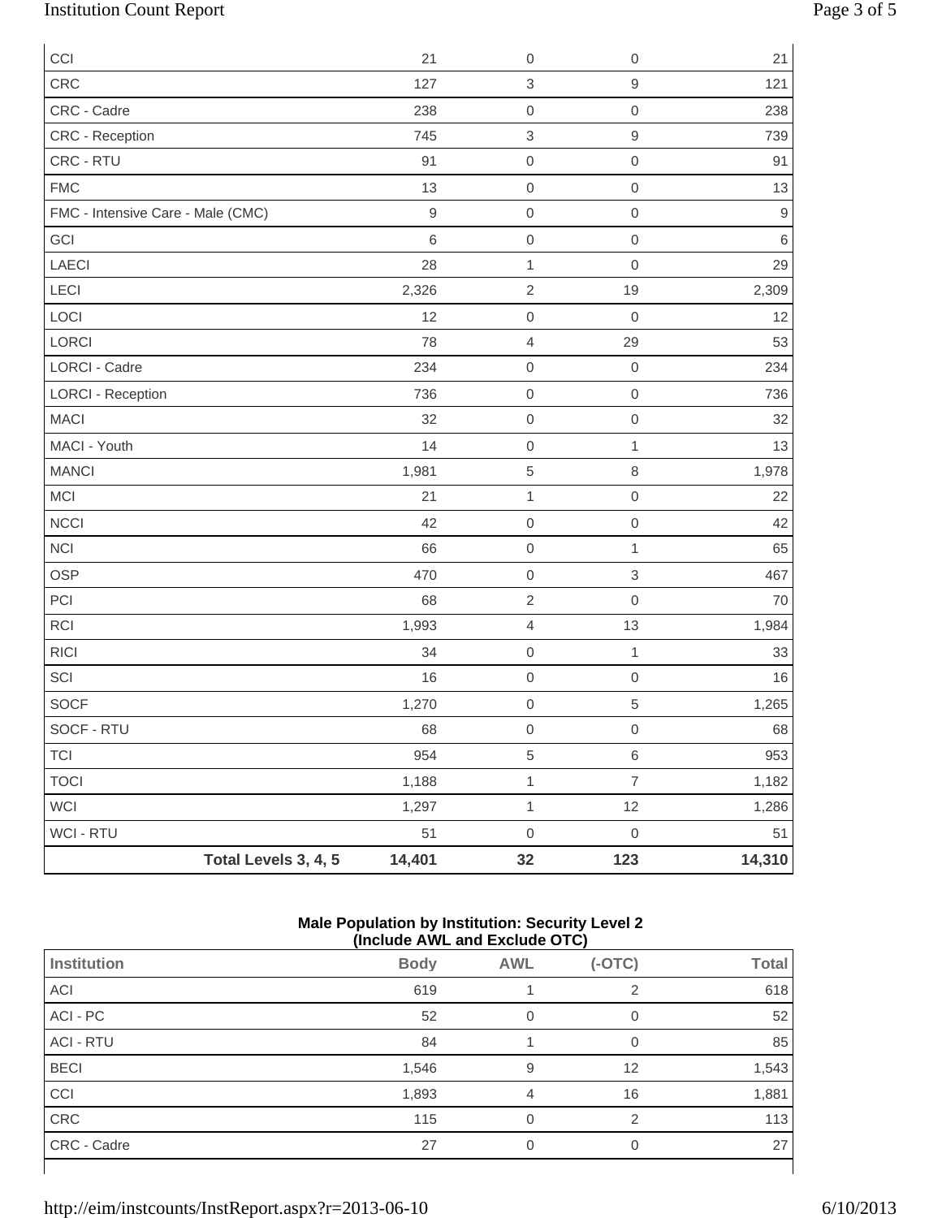| | | | |
|---|---|---|---|
| CCI | 21 | 0 | 0 | 21 |
| CRC | 127 | 3 | 9 | 121 |
| CRC - Cadre | 238 | 0 | 0 | 238 |
| CRC - Reception | 745 | 3 | 9 | 739 |
| CRC - RTU | 91 | 0 | 0 | 91 |
| FMC | 13 | 0 | 0 | 13 |
| FMC - Intensive Care - Male (CMC) | 9 | 0 | 0 | 9 |
| GCI | 6 | 0 | 0 | 6 |
| LAECI | 28 | 1 | 0 | 29 |
| LECI | 2,326 | 2 | 19 | 2,309 |
| LOCI | 12 | 0 | 0 | 12 |
| LORCI | 78 | 4 | 29 | 53 |
| LORCI - Cadre | 234 | 0 | 0 | 234 |
| LORCI - Reception | 736 | 0 | 0 | 736 |
| MACI | 32 | 0 | 0 | 32 |
| MACI - Youth | 14 | 0 | 1 | 13 |
| MANCI | 1,981 | 5 | 8 | 1,978 |
| MCI | 21 | 1 | 0 | 22 |
| NCCI | 42 | 0 | 0 | 42 |
| NCI | 66 | 0 | 1 | 65 |
| OSP | 470 | 0 | 3 | 467 |
| PCI | 68 | 2 | 0 | 70 |
| RCI | 1,993 | 4 | 13 | 1,984 |
| RICI | 34 | 0 | 1 | 33 |
| SCI | 16 | 0 | 0 | 16 |
| SOCF | 1,270 | 0 | 5 | 1,265 |
| SOCF - RTU | 68 | 0 | 0 | 68 |
| TCI | 954 | 5 | 6 | 953 |
| TOCI | 1,188 | 1 | 7 | 1,182 |
| WCI | 1,297 | 1 | 12 | 1,286 |
| WCI - RTU | 51 | 0 | 0 | 51 |
| **Total Levels 3, 4, 5** | **14,401** | **32** | **123** | **14,310** |

**Male Population by Institution: Security Level 2**
**(Include AWL and Exclude OTC)**

| Institution | Body | AWL | (-OTC) | Total |
|---|---|---|---|---|
| ACI | 619 | 1 | 2 | 618 |
| ACI - PC | 52 | 0 | 0 | 52 |
| ACI - RTU | 84 | 1 | 0 | 85 |
| BECI | 1,546 | 9 | 12 | 1,543 |
| CCI | 1,893 | 4 | 16 | 1,881 |
| CRC | 115 | 0 | 2 | 113 |
| CRC - Cadre | 27 | 0 | 0 | 27 |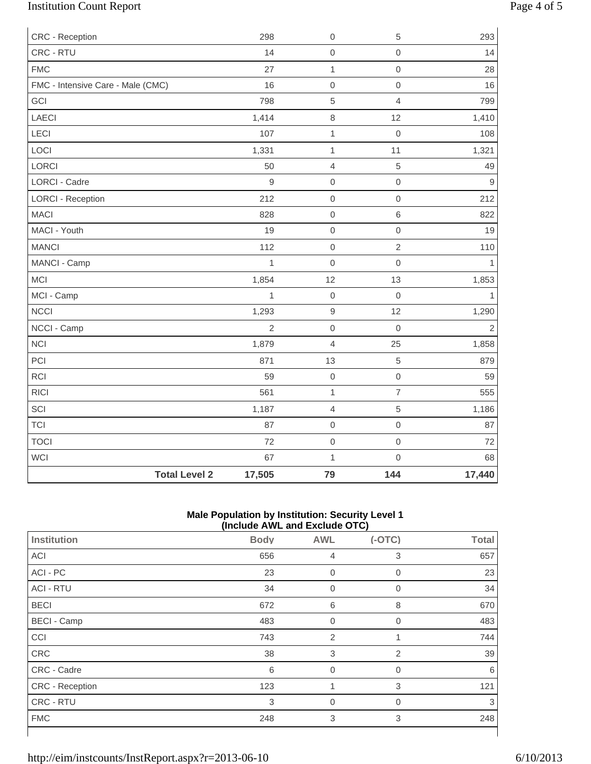| | | | |
|---|---|---|---|
| CRC - Reception | 298 | 0 | 5 | 293 |
| CRC - RTU | 14 | 0 | 0 | 14 |
| FMC | 27 | 1 | 0 | 28 |
| FMC - Intensive Care - Male (CMC) | 16 | 0 | 0 | 16 |
| GCI | 798 | 5 | 4 | 799 |
| LAECI | 1,414 | 8 | 12 | 1,410 |
| LECI | 107 | 1 | 0 | 108 |
| LOCI | 1,331 | 1 | 11 | 1,321 |
| LORCI | 50 | 4 | 5 | 49 |
| LORCI - Cadre | 9 | 0 | 0 | 9 |
| LORCI - Reception | 212 | 0 | 0 | 212 |
| MACI | 828 | 0 | 6 | 822 |
| MACI - Youth | 19 | 0 | 0 | 19 |
| MANCI | 112 | 0 | 2 | 110 |
| MANCI - Camp | 1 | 0 | 0 | 1 |
| MCI | 1,854 | 12 | 13 | 1,853 |
| MCI - Camp | 1 | 0 | 0 | 1 |
| NCCI | 1,293 | 9 | 12 | 1,290 |
| NCCI - Camp | 2 | 0 | 0 | 2 |
| NCI | 1,879 | 4 | 25 | 1,858 |
| PCI | 871 | 13 | 5 | 879 |
| RCI | 59 | 0 | 0 | 59 |
| RICI | 561 | 1 | 7 | 555 |
| SCI | 1,187 | 4 | 5 | 1,186 |
| TCI | 87 | 0 | 0 | 87 |
| TOCI | 72 | 0 | 0 | 72 |
| WCI | 67 | 1 | 0 | 68 |
| **Total Level 2** | **17,505** | **79** | **144** | **17,440** |

**Male Population by Institution: Security Level 1**
**(Include AWL and Exclude OTC)**

| Institution | Body | AWL | (-OTC) | Total |
|---|---|---|---|---|
| ACI | 656 | 4 | 3 | 657 |
| ACI - PC | 23 | 0 | 0 | 23 |
| ACI - RTU | 34 | 0 | 0 | 34 |
| BECI | 672 | 6 | 8 | 670 |
| BECI - Camp | 483 | 0 | 0 | 483 |
| CCI | 743 | 2 | 1 | 744 |
| CRC | 38 | 3 | 2 | 39 |
| CRC - Cadre | 6 | 0 | 0 | 6 |
| CRC - Reception | 123 | 1 | 3 | 121 |
| CRC - RTU | 3 | 0 | 0 | 3 |
| FMC | 248 | 3 | 3 | 248 |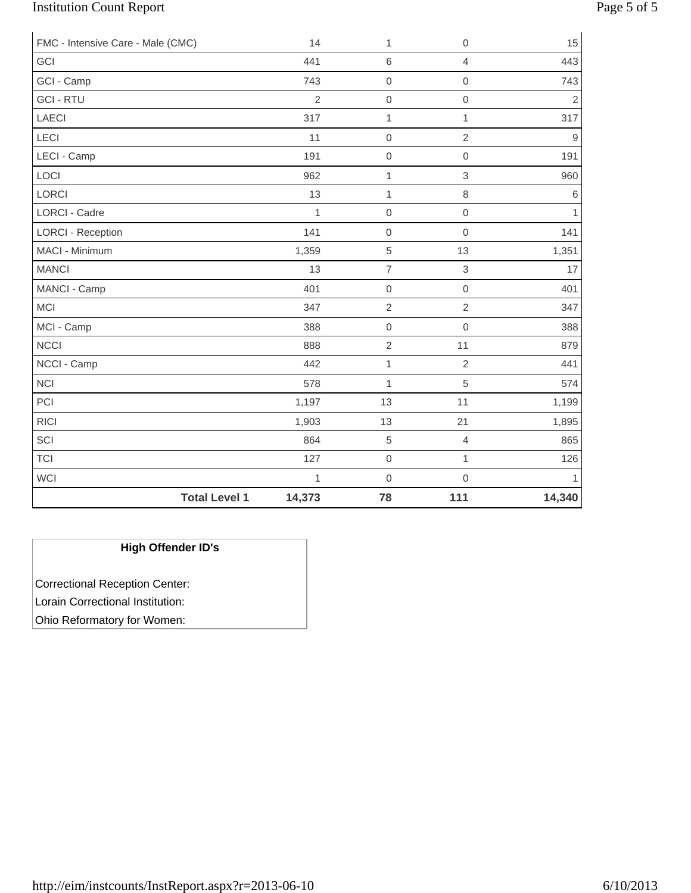| | | | | |
|---|---|---|---|---|
| FMC - Intensive Care - Male (CMC) | 14 | 1 | 0 | 15 |
| GCI | 441 | 6 | 4 | 443 |
| GCI - Camp | 743 | 0 | 0 | 743 |
| GCI - RTU | 2 | 0 | 0 | 2 |
| LAECI | 317 | 1 | 1 | 317 |
| LECI | 11 | 0 | 2 | 9 |
| LECI - Camp | 191 | 0 | 0 | 191 |
| LOCI | 962 | 1 | 3 | 960 |
| LORCI | 13 | 1 | 8 | 6 |
| LORCI - Cadre | 1 | 0 | 0 | 1 |
| LORCI - Reception | 141 | 0 | 0 | 141 |
| MACI - Minimum | 1,359 | 5 | 13 | 1,351 |
| MANCI | 13 | 7 | 3 | 17 |
| MANCI - Camp | 401 | 0 | 0 | 401 |
| MCI | 347 | 2 | 2 | 347 |
| MCI - Camp | 388 | 0 | 0 | 388 |
| NCCI | 888 | 2 | 11 | 879 |
| NCCI - Camp | 442 | 1 | 2 | 441 |
| NCI | 578 | 1 | 5 | 574 |
| PCI | 1,197 | 13 | 11 | 1,199 |
| RICI | 1,903 | 13 | 21 | 1,895 |
| SCI | 864 | 5 | 4 | 865 |
| TCI | 127 | 0 | 1 | 126 |
| WCI | 1 | 0 | 0 | 1 |
| **Total Level 1** | **14,373** | **78** | **111** | **14,340** |

**High Offender ID's**

Correctional Reception Center:

Lorain Correctional Institution:

Ohio Reformatory for Women: